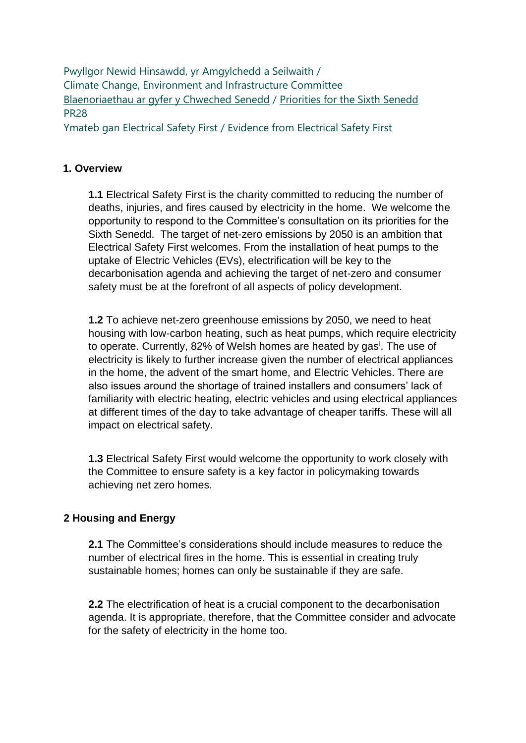Pwyllgor Newid Hinsawdd, yr Amgylchedd a Seilwaith /
Climate Change, Environment and Infrastructure Committee
Blaenoriaethau ar gyfer y Chweched Senedd / Priorities for the Sixth Senedd
PR28
Ymateb gan Electrical Safety First / Evidence from Electrical Safety First

## 1. Overview

**1.1** Electrical Safety First is the charity committed to reducing the number of deaths, injuries, and fires caused by electricity in the home. We welcome the opportunity to respond to the Committee's consultation on its priorities for the Sixth Senedd. The target of net-zero emissions by 2050 is an ambition that Electrical Safety First welcomes. From the installation of heat pumps to the uptake of Electric Vehicles (EVs), electrification will be key to the decarbonisation agenda and achieving the target of net-zero and consumer safety must be at the forefront of all aspects of policy development.

**1.2** To achieve net-zero greenhouse emissions by 2050, we need to heat housing with low-carbon heating, such as heat pumps, which require electricity to operate. Currently, 82% of Welsh homes are heated by gas[i]. The use of electricity is likely to further increase given the number of electrical appliances in the home, the advent of the smart home, and Electric Vehicles. There are also issues around the shortage of trained installers and consumers' lack of familiarity with electric heating, electric vehicles and using electrical appliances at different times of the day to take advantage of cheaper tariffs. These will all impact on electrical safety.

**1.3** Electrical Safety First would welcome the opportunity to work closely with the Committee to ensure safety is a key factor in policymaking towards achieving net zero homes.

## 2 Housing and Energy

**2.1** The Committee's considerations should include measures to reduce the number of electrical fires in the home. This is essential in creating truly sustainable homes; homes can only be sustainable if they are safe.

**2.2** The electrification of heat is a crucial component to the decarbonisation agenda. It is appropriate, therefore, that the Committee consider and advocate for the safety of electricity in the home too.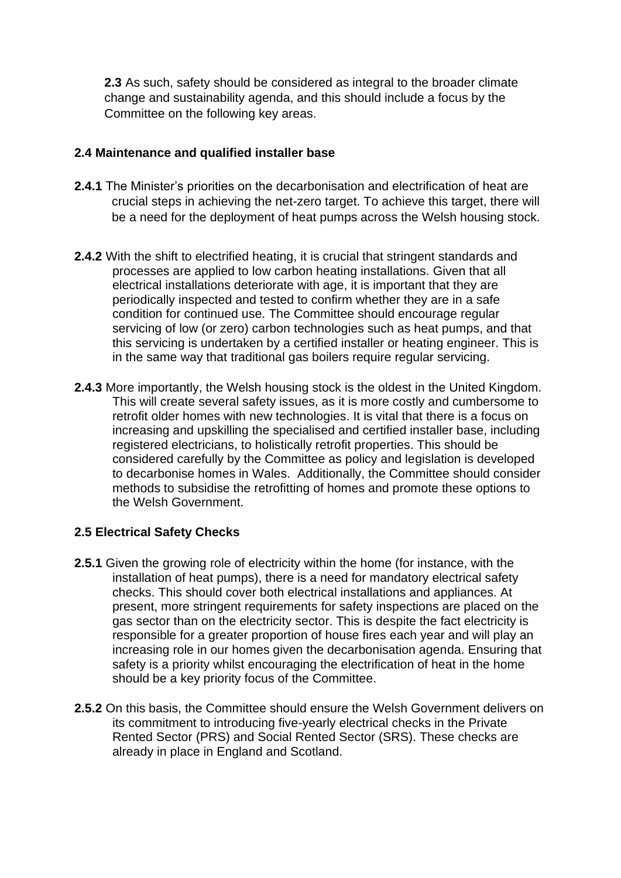**2.3** As such, safety should be considered as integral to the broader climate change and sustainability agenda, and this should include a focus by the Committee on the following key areas.

### 2.4 Maintenance and qualified installer base

**2.4.1** The Minister's priorities on the decarbonisation and electrification of heat are crucial steps in achieving the net-zero target. To achieve this target, there will be a need for the deployment of heat pumps across the Welsh housing stock.

**2.4.2** With the shift to electrified heating, it is crucial that stringent standards and processes are applied to low carbon heating installations. Given that all electrical installations deteriorate with age, it is important that they are periodically inspected and tested to confirm whether they are in a safe condition for continued use. The Committee should encourage regular servicing of low (or zero) carbon technologies such as heat pumps, and that this servicing is undertaken by a certified installer or heating engineer. This is in the same way that traditional gas boilers require regular servicing.

**2.4.3** More importantly, the Welsh housing stock is the oldest in the United Kingdom. This will create several safety issues, as it is more costly and cumbersome to retrofit older homes with new technologies. It is vital that there is a focus on increasing and upskilling the specialised and certified installer base, including registered electricians, to holistically retrofit properties. This should be considered carefully by the Committee as policy and legislation is developed to decarbonise homes in Wales. Additionally, the Committee should consider methods to subsidise the retrofitting of homes and promote these options to the Welsh Government.

### 2.5 Electrical Safety Checks

**2.5.1** Given the growing role of electricity within the home (for instance, with the installation of heat pumps), there is a need for mandatory electrical safety checks. This should cover both electrical installations and appliances. At present, more stringent requirements for safety inspections are placed on the gas sector than on the electricity sector. This is despite the fact electricity is responsible for a greater proportion of house fires each year and will play an increasing role in our homes given the decarbonisation agenda. Ensuring that safety is a priority whilst encouraging the electrification of heat in the home should be a key priority focus of the Committee.

**2.5.2** On this basis, the Committee should ensure the Welsh Government delivers on its commitment to introducing five-yearly electrical checks in the Private Rented Sector (PRS) and Social Rented Sector (SRS). These checks are already in place in England and Scotland.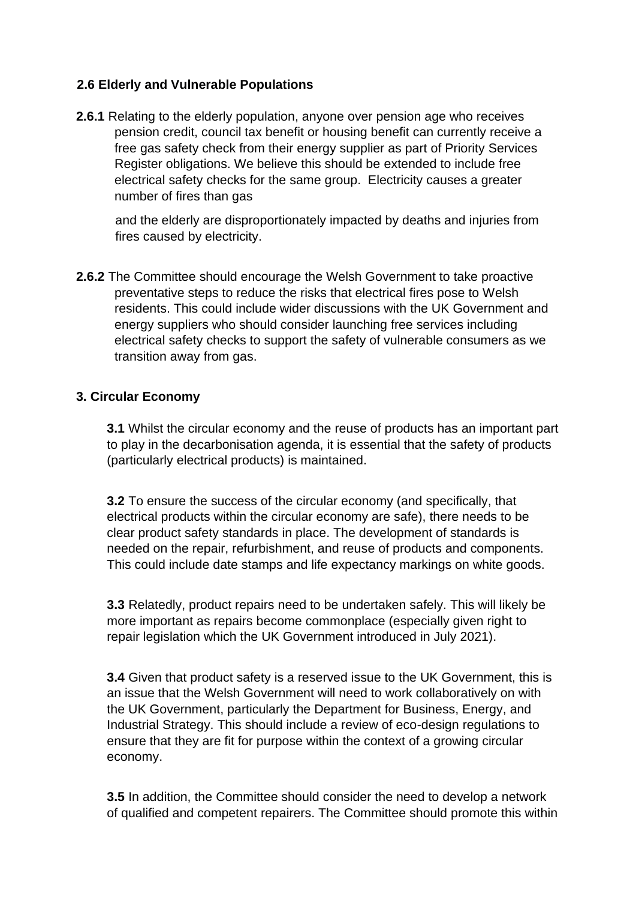### 2.6 Elderly and Vulnerable Populations

**2.6.1** Relating to the elderly population, anyone over pension age who receives pension credit, council tax benefit or housing benefit can currently receive a free gas safety check from their energy supplier as part of Priority Services Register obligations. We believe this should be extended to include free electrical safety checks for the same group. Electricity causes a greater number of fires than gas and the elderly are disproportionately impacted by deaths and injuries from fires caused by electricity.

**2.6.2** The Committee should encourage the Welsh Government to take proactive preventative steps to reduce the risks that electrical fires pose to Welsh residents. This could include wider discussions with the UK Government and energy suppliers who should consider launching free services including electrical safety checks to support the safety of vulnerable consumers as we transition away from gas.

## 3. Circular Economy

**3.1** Whilst the circular economy and the reuse of products has an important part to play in the decarbonisation agenda, it is essential that the safety of products (particularly electrical products) is maintained.

**3.2** To ensure the success of the circular economy (and specifically, that electrical products within the circular economy are safe), there needs to be clear product safety standards in place. The development of standards is needed on the repair, refurbishment, and reuse of products and components. This could include date stamps and life expectancy markings on white goods.

**3.3** Relatedly, product repairs need to be undertaken safely. This will likely be more important as repairs become commonplace (especially given right to repair legislation which the UK Government introduced in July 2021).

**3.4** Given that product safety is a reserved issue to the UK Government, this is an issue that the Welsh Government will need to work collaboratively on with the UK Government, particularly the Department for Business, Energy, and Industrial Strategy. This should include a review of eco-design regulations to ensure that they are fit for purpose within the context of a growing circular economy.

**3.5** In addition, the Committee should consider the need to develop a network of qualified and competent repairers. The Committee should promote this within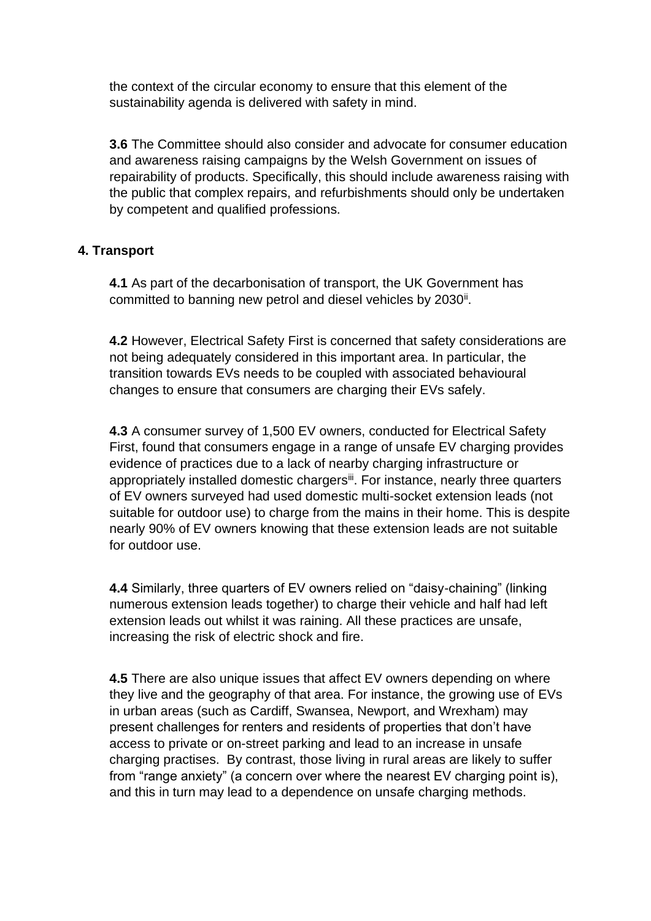the context of the circular economy to ensure that this element of the sustainability agenda is delivered with safety in mind.

**3.6** The Committee should also consider and advocate for consumer education and awareness raising campaigns by the Welsh Government on issues of repairability of products. Specifically, this should include awareness raising with the public that complex repairs, and refurbishments should only be undertaken by competent and qualified professions.

## 4. Transport

**4.1** As part of the decarbonisation of transport, the UK Government has committed to banning new petrol and diesel vehicles by 2030[ii].

**4.2** However, Electrical Safety First is concerned that safety considerations are not being adequately considered in this important area. In particular, the transition towards EVs needs to be coupled with associated behavioural changes to ensure that consumers are charging their EVs safely.

**4.3** A consumer survey of 1,500 EV owners, conducted for Electrical Safety First, found that consumers engage in a range of unsafe EV charging provides evidence of practices due to a lack of nearby charging infrastructure or appropriately installed domestic chargers[iii]. For instance, nearly three quarters of EV owners surveyed had used domestic multi-socket extension leads (not suitable for outdoor use) to charge from the mains in their home. This is despite nearly 90% of EV owners knowing that these extension leads are not suitable for outdoor use.

**4.4** Similarly, three quarters of EV owners relied on “daisy-chaining” (linking numerous extension leads together) to charge their vehicle and half had left extension leads out whilst it was raining. All these practices are unsafe, increasing the risk of electric shock and fire.

**4.5** There are also unique issues that affect EV owners depending on where they live and the geography of that area. For instance, the growing use of EVs in urban areas (such as Cardiff, Swansea, Newport, and Wrexham) may present challenges for renters and residents of properties that don’t have access to private or on-street parking and lead to an increase in unsafe charging practises. By contrast, those living in rural areas are likely to suffer from “range anxiety” (a concern over where the nearest EV charging point is), and this in turn may lead to a dependence on unsafe charging methods.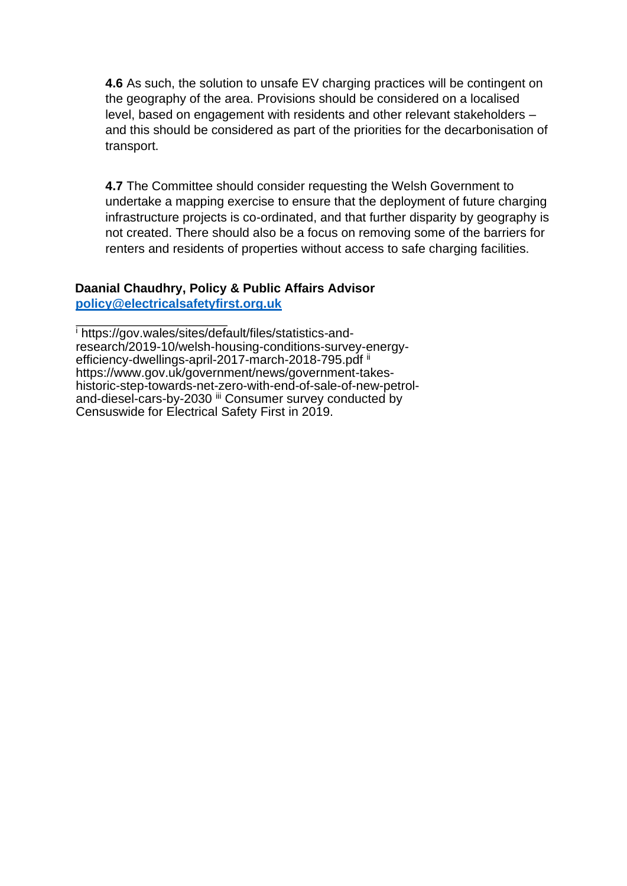**4.6** As such, the solution to unsafe EV charging practices will be contingent on the geography of the area. Provisions should be considered on a localised level, based on engagement with residents and other relevant stakeholders – and this should be considered as part of the priorities for the decarbonisation of transport.

**4.7** The Committee should consider requesting the Welsh Government to undertake a mapping exercise to ensure that the deployment of future charging infrastructure projects is co-ordinated, and that further disparity by geography is not created. There should also be a focus on removing some of the barriers for renters and residents of properties without access to safe charging facilities.

**Daanial Chaudhry, Policy & Public Affairs Advisor**
**policy@electricalsafetyfirst.org.uk**

---

[i] https://gov.wales/sites/default/files/statistics-and-research/2019-10/welsh-housing-conditions-survey-energy-efficiency-dwellings-april-2017-march-2018-795.pdf [ii] https://www.gov.uk/government/news/government-takes-historic-step-towards-net-zero-with-end-of-sale-of-new-petrol-and-diesel-cars-by-2030 [iii] Consumer survey conducted by Censuswide for Electrical Safety First in 2019.